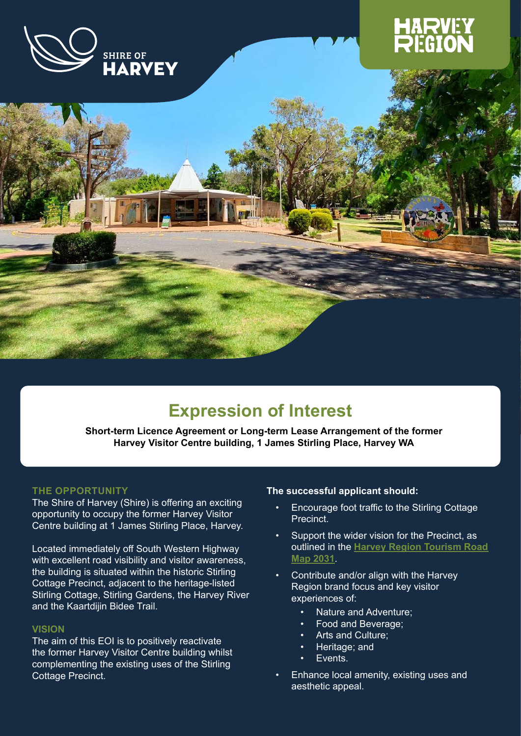# Expression of Interest

**Short-term Licence Agreement or Long-term Lease Arrangement of the former Harvey Visitor Centre building, 1 James Stirling Place, Harvey WA**

## THE OPPORTUNITY

The Shire of Harvey (Shire) is offering an exciting opportunity to occupy the former Harvey Visitor Centre building at 1 James Stirling Place, Harvey.

Located immediately off South Western Highway with excellent road visibility and visitor awareness, the building is situated within the historic Stirling Cottage Precinct, adjacent to the heritage-listed Stirling Cottage, Stirling Gardens, the Harvey River and the Kaartdijin Bidee Trail.

## VISION

The aim of this EOI is to positively reactivate the former Harvey Visitor Centre building whilst complementing the existing uses of the Stirling Cottage Precinct.

**The successful applicant should:**

- Encourage foot traffic to the Stirling Cottage Precinct.
- Support the wider vision for the Precinct, as outlined in the **Harvey Region Tourism Road Map 2031**.
- Contribute and/or align with the Harvey Region brand focus and key visitor experiences of:
  - Nature and Adventure;
  - Food and Beverage;
  - Arts and Culture;
  - Heritage; and
  - Events.
- Enhance local amenity, existing uses and aesthetic appeal.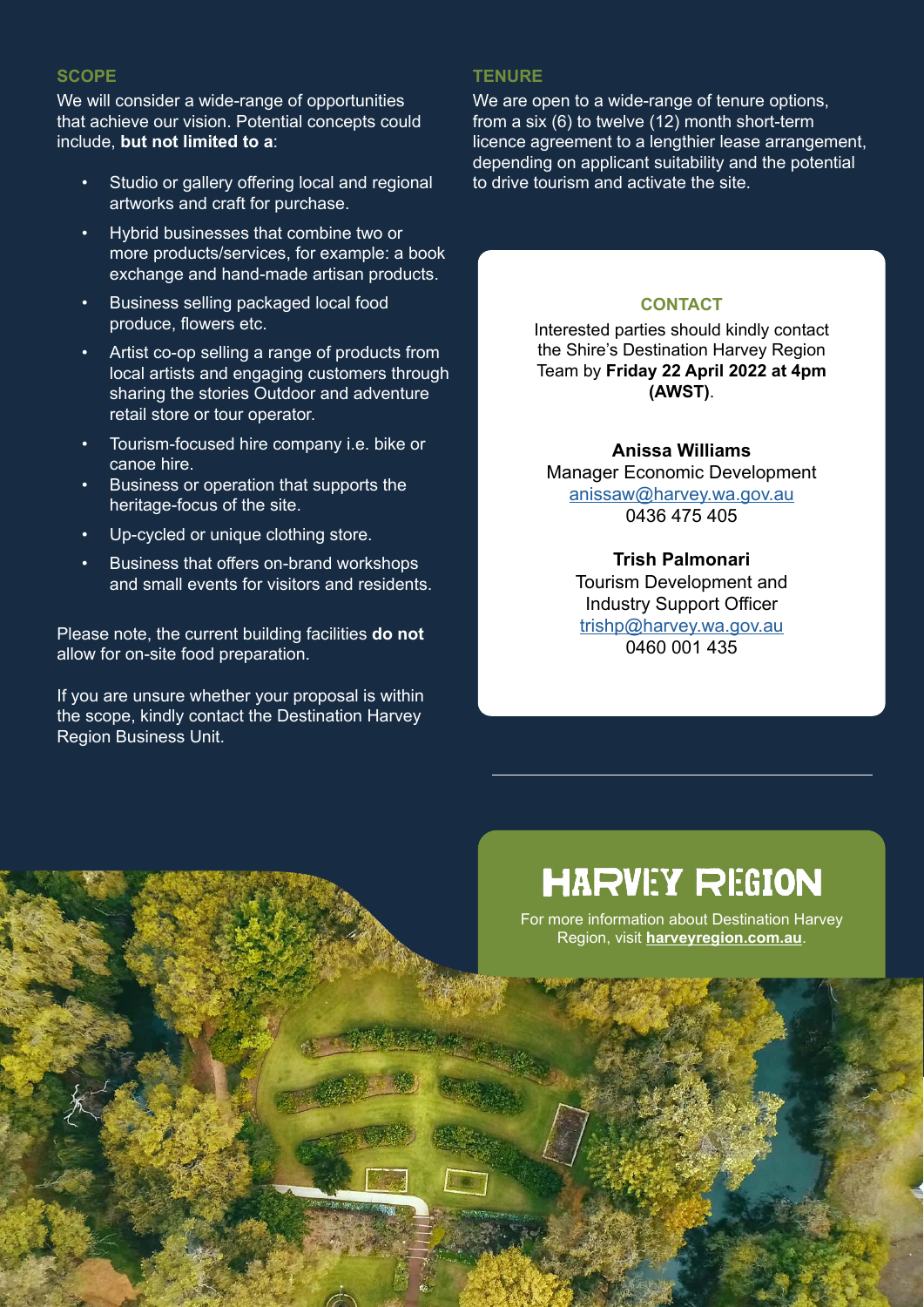## SCOPE

We will consider a wide-range of opportunities that achieve our vision. Potential concepts could include, **but not limited to a**:

- Studio or gallery offering local and regional artworks and craft for purchase.
- Hybrid businesses that combine two or more products/services, for example: a book exchange and hand-made artisan products.
- Business selling packaged local food produce, flowers etc.
- Artist co-op selling a range of products from local artists and engaging customers through sharing the stories Outdoor and adventure retail store or tour operator.
- Tourism-focused hire company i.e. bike or canoe hire.
- Business or operation that supports the heritage-focus of the site.
- Up-cycled or unique clothing store.
- Business that offers on-brand workshops and small events for visitors and residents.

Please note, the current building facilities **do not** allow for on-site food preparation.

If you are unsure whether your proposal is within the scope, kindly contact the Destination Harvey Region Business Unit.

## TENURE

We are open to a wide-range of tenure options, from a six (6) to twelve (12) month short-term licence agreement to a lengthier lease arrangement, depending on applicant suitability and the potential to drive tourism and activate the site.

## CONTACT

Interested parties should kindly contact the Shire's Destination Harvey Region Team by **Friday 22 April 2022 at 4pm (AWST)**.

**Anissa Williams**
Manager Economic Development
anissaw@harvey.wa.gov.au
0436 475 405

**Trish Palmonari**
Tourism Development and Industry Support Officer
trishp@harvey.wa.gov.au
0460 001 435

## HARVEY REGION

For more information about Destination Harvey Region, visit **harveyregion.com.au**.